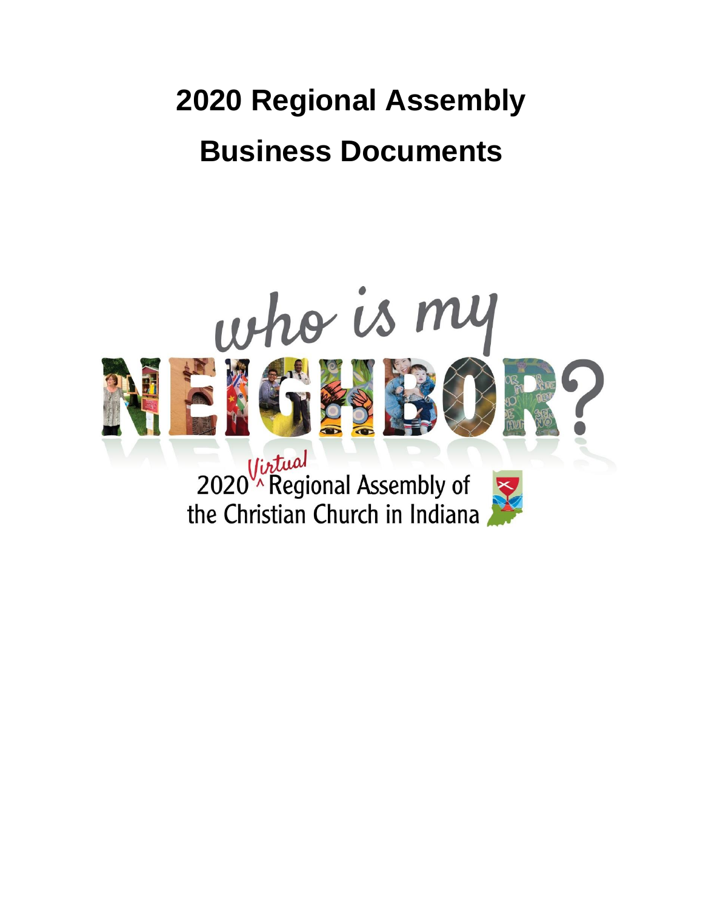# 2020 Regional Assembly

# Business Documents

who is my NEIGHBOR?

2020 Virtual Regional Assembly of the Christian Church in Indiana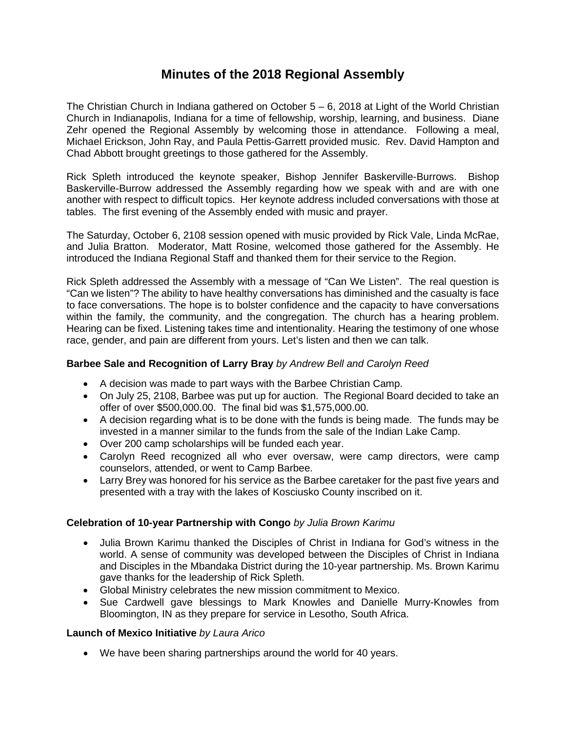# Minutes of the 2018 Regional Assembly

The Christian Church in Indiana gathered on October 5 – 6, 2018 at Light of the World Christian Church in Indianapolis, Indiana for a time of fellowship, worship, learning, and business. Diane Zehr opened the Regional Assembly by welcoming those in attendance. Following a meal, Michael Erickson, John Ray, and Paula Pettis-Garrett provided music. Rev. David Hampton and Chad Abbott brought greetings to those gathered for the Assembly.

Rick Spleth introduced the keynote speaker, Bishop Jennifer Baskerville-Burrows. Bishop Baskerville-Burrow addressed the Assembly regarding how we speak with and are with one another with respect to difficult topics. Her keynote address included conversations with those at tables. The first evening of the Assembly ended with music and prayer.

The Saturday, October 6, 2108 session opened with music provided by Rick Vale, Linda McRae, and Julia Bratton. Moderator, Matt Rosine, welcomed those gathered for the Assembly. He introduced the Indiana Regional Staff and thanked them for their service to the Region.

Rick Spleth addressed the Assembly with a message of "Can We Listen". The real question is "Can we listen"? The ability to have healthy conversations has diminished and the casualty is face to face conversations. The hope is to bolster confidence and the capacity to have conversations within the family, the community, and the congregation. The church has a hearing problem. Hearing can be fixed. Listening takes time and intentionality. Hearing the testimony of one whose race, gender, and pain are different from yours. Let's listen and then we can talk.

**Barbee Sale and Recognition of Larry Bray** *by Andrew Bell and Carolyn Reed*

- A decision was made to part ways with the Barbee Christian Camp.
- On July 25, 2108, Barbee was put up for auction. The Regional Board decided to take an offer of over $500,000.00. The final bid was $1,575,000.00.
- A decision regarding what is to be done with the funds is being made. The funds may be invested in a manner similar to the funds from the sale of the Indian Lake Camp.
- Over 200 camp scholarships will be funded each year.
- Carolyn Reed recognized all who ever oversaw, were camp directors, were camp counselors, attended, or went to Camp Barbee.
- Larry Brey was honored for his service as the Barbee caretaker for the past five years and presented with a tray with the lakes of Kosciusko County inscribed on it.

**Celebration of 10-year Partnership with Congo** *by Julia Brown Karimu*

- Julia Brown Karimu thanked the Disciples of Christ in Indiana for God's witness in the world. A sense of community was developed between the Disciples of Christ in Indiana and Disciples in the Mbandaka District during the 10-year partnership. Ms. Brown Karimu gave thanks for the leadership of Rick Spleth.
- Global Ministry celebrates the new mission commitment to Mexico.
- Sue Cardwell gave blessings to Mark Knowles and Danielle Murry-Knowles from Bloomington, IN as they prepare for service in Lesotho, South Africa.

**Launch of Mexico Initiative** *by Laura Arico*

- We have been sharing partnerships around the world for 40 years.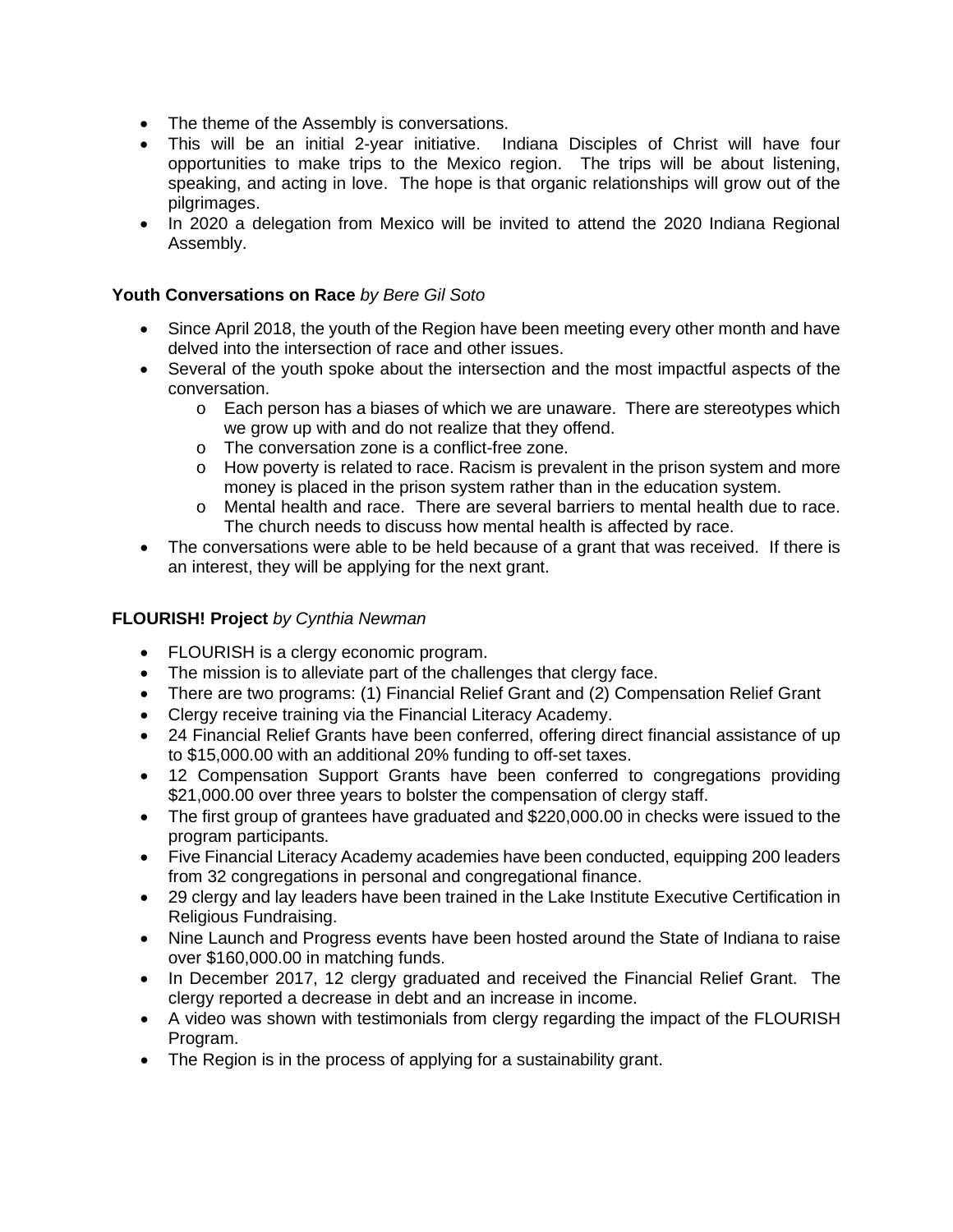- The theme of the Assembly is conversations.
- This will be an initial 2-year initiative. Indiana Disciples of Christ will have four opportunities to make trips to the Mexico region. The trips will be about listening, speaking, and acting in love. The hope is that organic relationships will grow out of the pilgrimages.
- In 2020 a delegation from Mexico will be invited to attend the 2020 Indiana Regional Assembly.

**Youth Conversations on Race** *by Bere Gil Soto*

- Since April 2018, the youth of the Region have been meeting every other month and have delved into the intersection of race and other issues.
- Several of the youth spoke about the intersection and the most impactful aspects of the conversation.
    - Each person has a biases of which we are unaware. There are stereotypes which we grow up with and do not realize that they offend.
    - The conversation zone is a conflict-free zone.
    - How poverty is related to race. Racism is prevalent in the prison system and more money is placed in the prison system rather than in the education system.
    - Mental health and race. There are several barriers to mental health due to race. The church needs to discuss how mental health is affected by race.
- The conversations were able to be held because of a grant that was received. If there is an interest, they will be applying for the next grant.

**FLOURISH! Project** *by Cynthia Newman*

- FLOURISH is a clergy economic program.
- The mission is to alleviate part of the challenges that clergy face.
- There are two programs: (1) Financial Relief Grant and (2) Compensation Relief Grant
- Clergy receive training via the Financial Literacy Academy.
- 24 Financial Relief Grants have been conferred, offering direct financial assistance of up to $15,000.00 with an additional 20% funding to off-set taxes.
- 12 Compensation Support Grants have been conferred to congregations providing $21,000.00 over three years to bolster the compensation of clergy staff.
- The first group of grantees have graduated and $220,000.00 in checks were issued to the program participants.
- Five Financial Literacy Academy academies have been conducted, equipping 200 leaders from 32 congregations in personal and congregational finance.
- 29 clergy and lay leaders have been trained in the Lake Institute Executive Certification in Religious Fundraising.
- Nine Launch and Progress events have been hosted around the State of Indiana to raise over $160,000.00 in matching funds.
- In December 2017, 12 clergy graduated and received the Financial Relief Grant. The clergy reported a decrease in debt and an increase in income.
- A video was shown with testimonials from clergy regarding the impact of the FLOURISH Program.
- The Region is in the process of applying for a sustainability grant.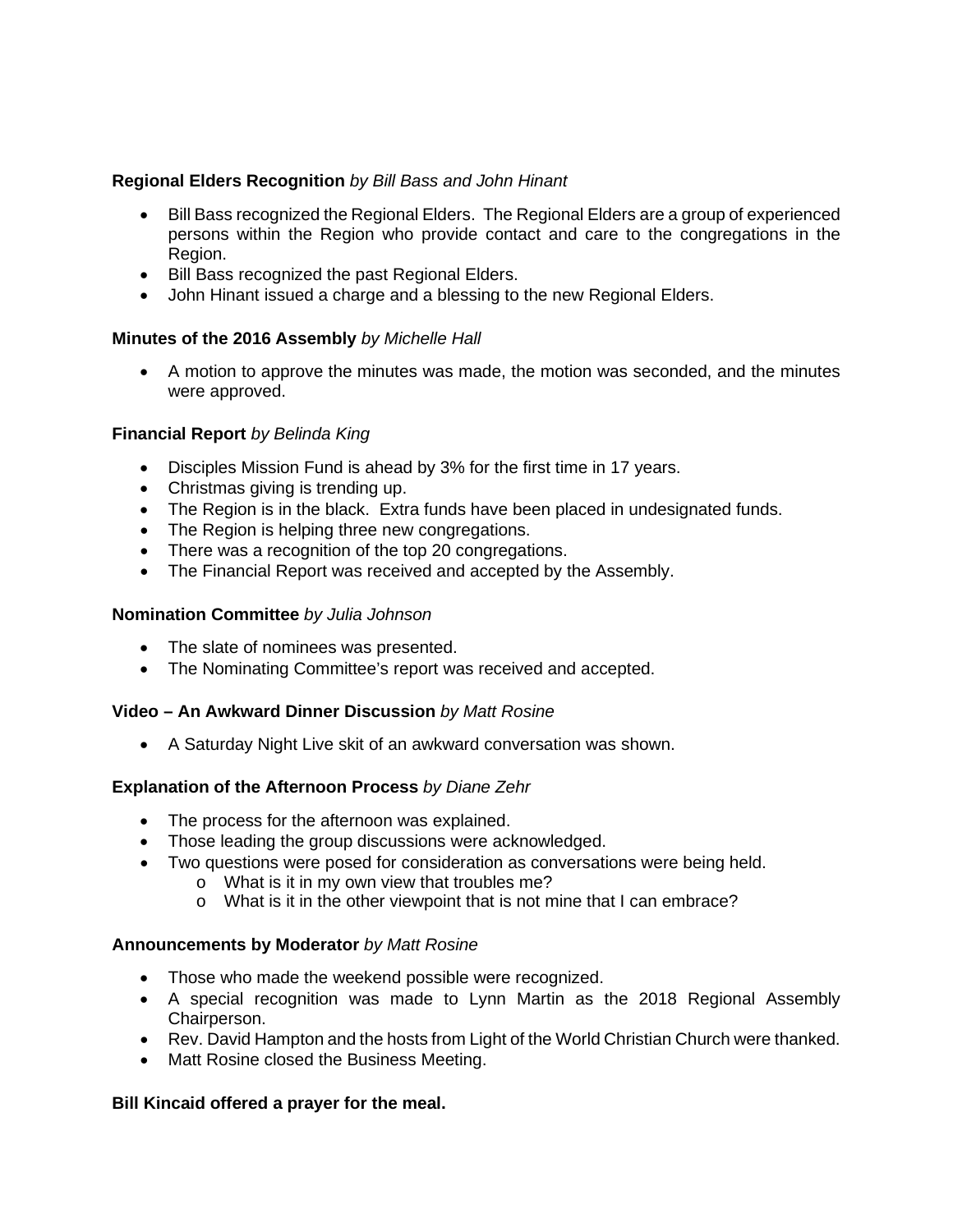**Regional Elders Recognition** *by Bill Bass and John Hinant*

- Bill Bass recognized the Regional Elders. The Regional Elders are a group of experienced persons within the Region who provide contact and care to the congregations in the Region.
- Bill Bass recognized the past Regional Elders.
- John Hinant issued a charge and a blessing to the new Regional Elders.

**Minutes of the 2016 Assembly** *by Michelle Hall*

- A motion to approve the minutes was made, the motion was seconded, and the minutes were approved.

**Financial Report** *by Belinda King*

- Disciples Mission Fund is ahead by 3% for the first time in 17 years.
- Christmas giving is trending up.
- The Region is in the black. Extra funds have been placed in undesignated funds.
- The Region is helping three new congregations.
- There was a recognition of the top 20 congregations.
- The Financial Report was received and accepted by the Assembly.

**Nomination Committee** *by Julia Johnson*

- The slate of nominees was presented.
- The Nominating Committee's report was received and accepted.

**Video – An Awkward Dinner Discussion** *by Matt Rosine*

- A Saturday Night Live skit of an awkward conversation was shown.

**Explanation of the Afternoon Process** *by Diane Zehr*

- The process for the afternoon was explained.
- Those leading the group discussions were acknowledged.
- Two questions were posed for consideration as conversations were being held.
  - What is it in my own view that troubles me?
  - What is it in the other viewpoint that is not mine that I can embrace?

**Announcements by Moderator** *by Matt Rosine*

- Those who made the weekend possible were recognized.
- A special recognition was made to Lynn Martin as the 2018 Regional Assembly Chairperson.
- Rev. David Hampton and the hosts from Light of the World Christian Church were thanked.
- Matt Rosine closed the Business Meeting.

**Bill Kincaid offered a prayer for the meal.**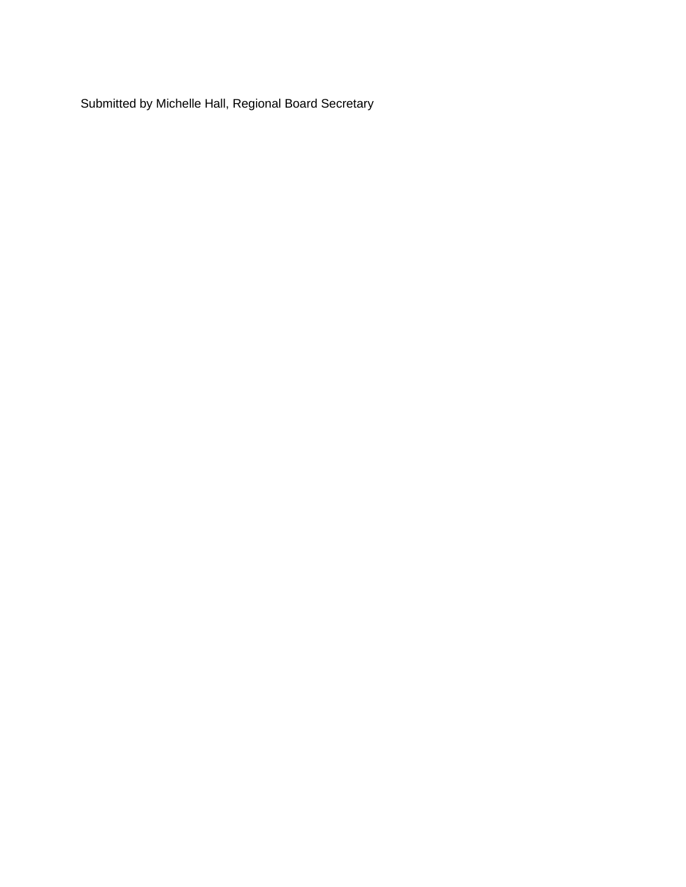Submitted by Michelle Hall, Regional Board Secretary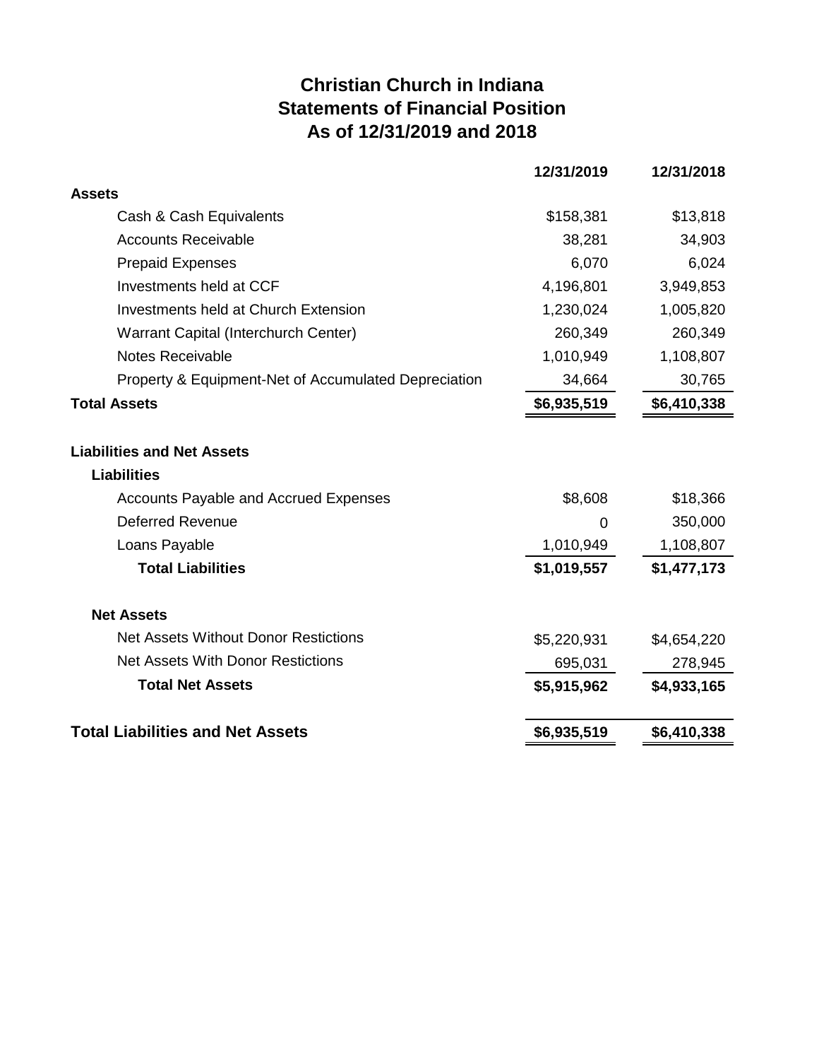# Christian Church in Indiana
## Statements of Financial Position
## As of 12/31/2019 and 2018

| | 12/31/2019 | 12/31/2018 |
|---|---|---|
| **Assets** | | |
| Cash & Cash Equivalents | $158,381 | $13,818 |
| Accounts Receivable | 38,281 | 34,903 |
| Prepaid Expenses | 6,070 | 6,024 |
| Investments held at CCF | 4,196,801 | 3,949,853 |
| Investments held at Church Extension | 1,230,024 | 1,005,820 |
| Warrant Capital (Interchurch Center) | 260,349 | 260,349 |
| Notes Receivable | 1,010,949 | 1,108,807 |
| Property & Equipment-Net of Accumulated Depreciation | 34,664 | 30,765 |
| **Total Assets** | **$6,935,519** | **$6,410,338** |
| | | |
| **Liabilities and Net Assets** | | |
| **Liabilities** | | |
| Accounts Payable and Accrued Expenses | $8,608 | $18,366 |
| Deferred Revenue | 0 | 350,000 |
| Loans Payable | 1,010,949 | 1,108,807 |
| **Total Liabilities** | **$1,019,557** | **$1,477,173** |
| | | |
| **Net Assets** | | |
| Net Assets Without Donor Restictions | $5,220,931 | $4,654,220 |
| Net Assets With Donor Restictions | 695,031 | 278,945 |
| **Total Net Assets** | **$5,915,962** | **$4,933,165** |
| | | |
| **Total Liabilities and Net Assets** | **$6,935,519** | **$6,410,338** |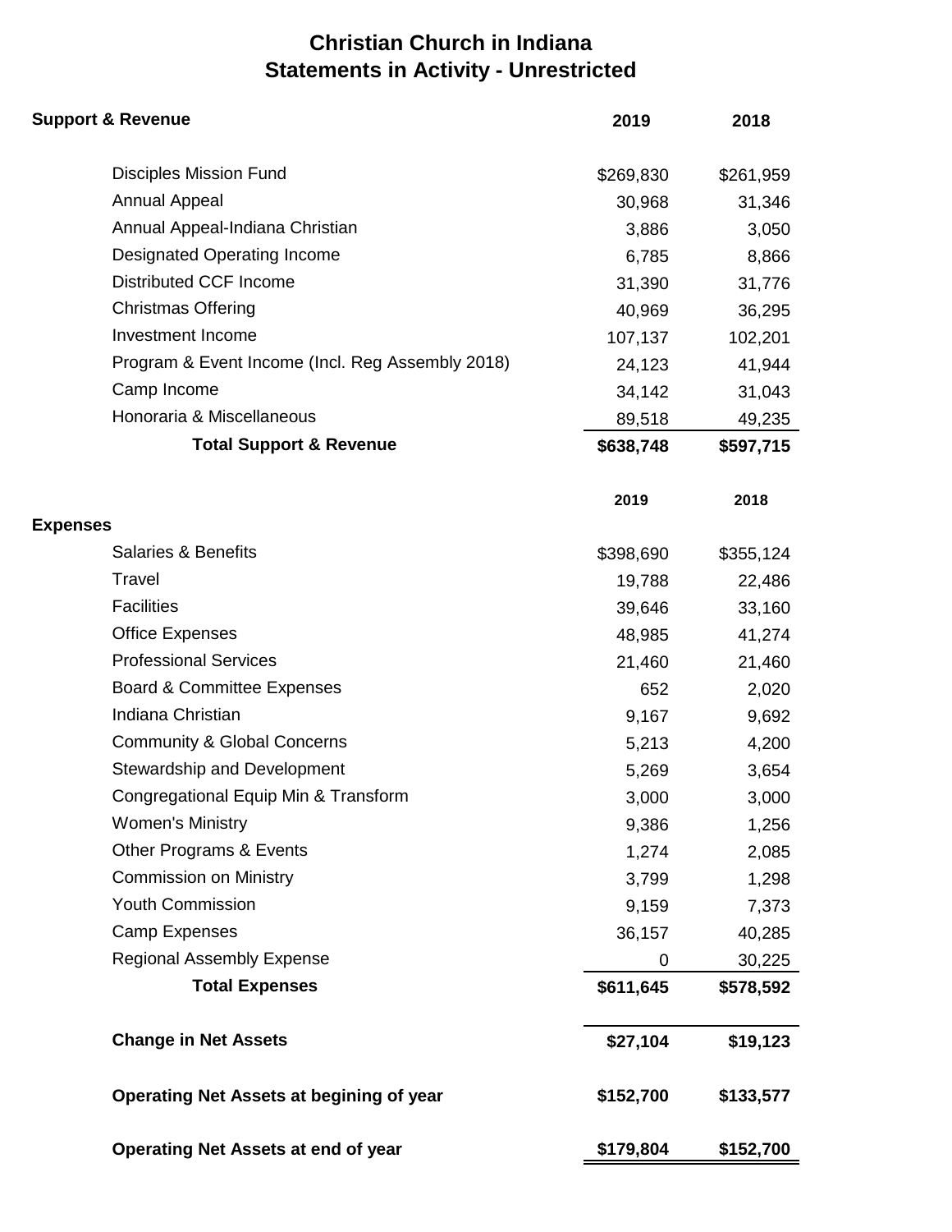# Christian Church in Indiana
## Statements in Activity - Unrestricted

| **Support & Revenue** | **2019** | **2018** |
|---|---|---|
| Disciples Mission Fund | $269,830 | $261,959 |
| Annual Appeal | 30,968 | 31,346 |
| Annual Appeal-Indiana Christian | 3,886 | 3,050 |
| Designated Operating Income | 6,785 | 8,866 |
| Distributed CCF Income | 31,390 | 31,776 |
| Christmas Offering | 40,969 | 36,295 |
| Investment Income | 107,137 | 102,201 |
| Program & Event Income (Incl. Reg Assembly 2018) | 24,123 | 41,944 |
| Camp Income | 34,142 | 31,043 |
| Honoraria & Miscellaneous | 89,518 | 49,235 |
| **Total Support & Revenue** | **$638,748** | **$597,715** |

| **Expenses** | **2019** | **2018** |
|---|---|---|
| Salaries & Benefits | $398,690 | $355,124 |
| Travel | 19,788 | 22,486 |
| Facilities | 39,646 | 33,160 |
| Office Expenses | 48,985 | 41,274 |
| Professional Services | 21,460 | 21,460 |
| Board & Committee Expenses | 652 | 2,020 |
| Indiana Christian | 9,167 | 9,692 |
| Community & Global Concerns | 5,213 | 4,200 |
| Stewardship and Development | 5,269 | 3,654 |
| Congregational Equip Min & Transform | 3,000 | 3,000 |
| Women's Ministry | 9,386 | 1,256 |
| Other Programs & Events | 1,274 | 2,085 |
| Commission on Ministry | 3,799 | 1,298 |
| Youth Commission | 9,159 | 7,373 |
| Camp Expenses | 36,157 | 40,285 |
| Regional Assembly Expense | 0 | 30,225 |
| **Total Expenses** | **$611,645** | **$578,592** |
| **Change in Net Assets** | **$27,104** | **$19,123** |
| **Operating Net Assets at begining of year** | **$152,700** | **$133,577** |
| **Operating Net Assets at end of year** | **$179,804** | **$152,700** |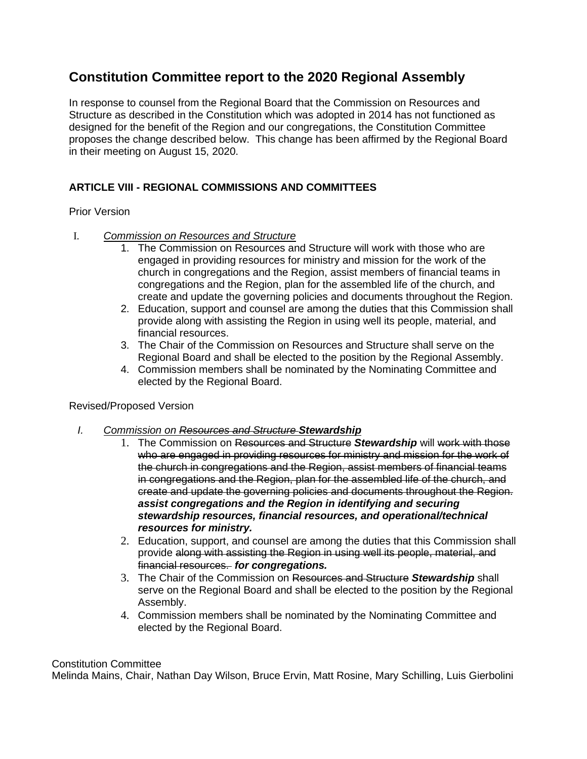## Constitution Committee report to the 2020 Regional Assembly

In response to counsel from the Regional Board that the Commission on Resources and Structure as described in the Constitution which was adopted in 2014 has not functioned as designed for the benefit of the Region and our congregations, the Constitution Committee proposes the change described below. This change has been affirmed by the Regional Board in their meeting on August 15, 2020.

### ARTICLE VIII - REGIONAL COMMISSIONS AND COMMITTEES

Prior Version

I. *Commission on Resources and Structure*

1. The Commission on Resources and Structure will work with those who are engaged in providing resources for ministry and mission for the work of the church in congregations and the Region, assist members of financial teams in congregations and the Region, plan for the assembled life of the church, and create and update the governing policies and documents throughout the Region.
2. Education, support and counsel are among the duties that this Commission shall provide along with assisting the Region in using well its people, material, and financial resources.
3. The Chair of the Commission on Resources and Structure shall serve on the Regional Board and shall be elected to the position by the Regional Assembly.
4. Commission members shall be nominated by the Nominating Committee and elected by the Regional Board.

Revised/Proposed Version

*I.* *Commission on ~~Resources and Structure~~* ***Stewardship***

1. The Commission on ~~Resources and Structure~~ ***Stewardship*** will ~~work with those who are engaged in providing resources for ministry and mission for the work of the church in congregations and the Region, assist members of financial teams in congregations and the Region, plan for the assembled life of the church, and create and update the governing policies and documents throughout the Region.~~ ***assist congregations and the Region in identifying and securing stewardship resources, financial resources, and operational/technical resources for ministry.***
2. Education, support, and counsel are among the duties that this Commission shall provide ~~along with assisting the Region in using well its people, material, and financial resources.~~ ***for congregations.***
3. The Chair of the Commission on ~~Resources and Structure~~ ***Stewardship*** shall serve on the Regional Board and shall be elected to the position by the Regional Assembly.
4. Commission members shall be nominated by the Nominating Committee and elected by the Regional Board.

Constitution Committee
Melinda Mains, Chair, Nathan Day Wilson, Bruce Ervin, Matt Rosine, Mary Schilling, Luis Gierbolini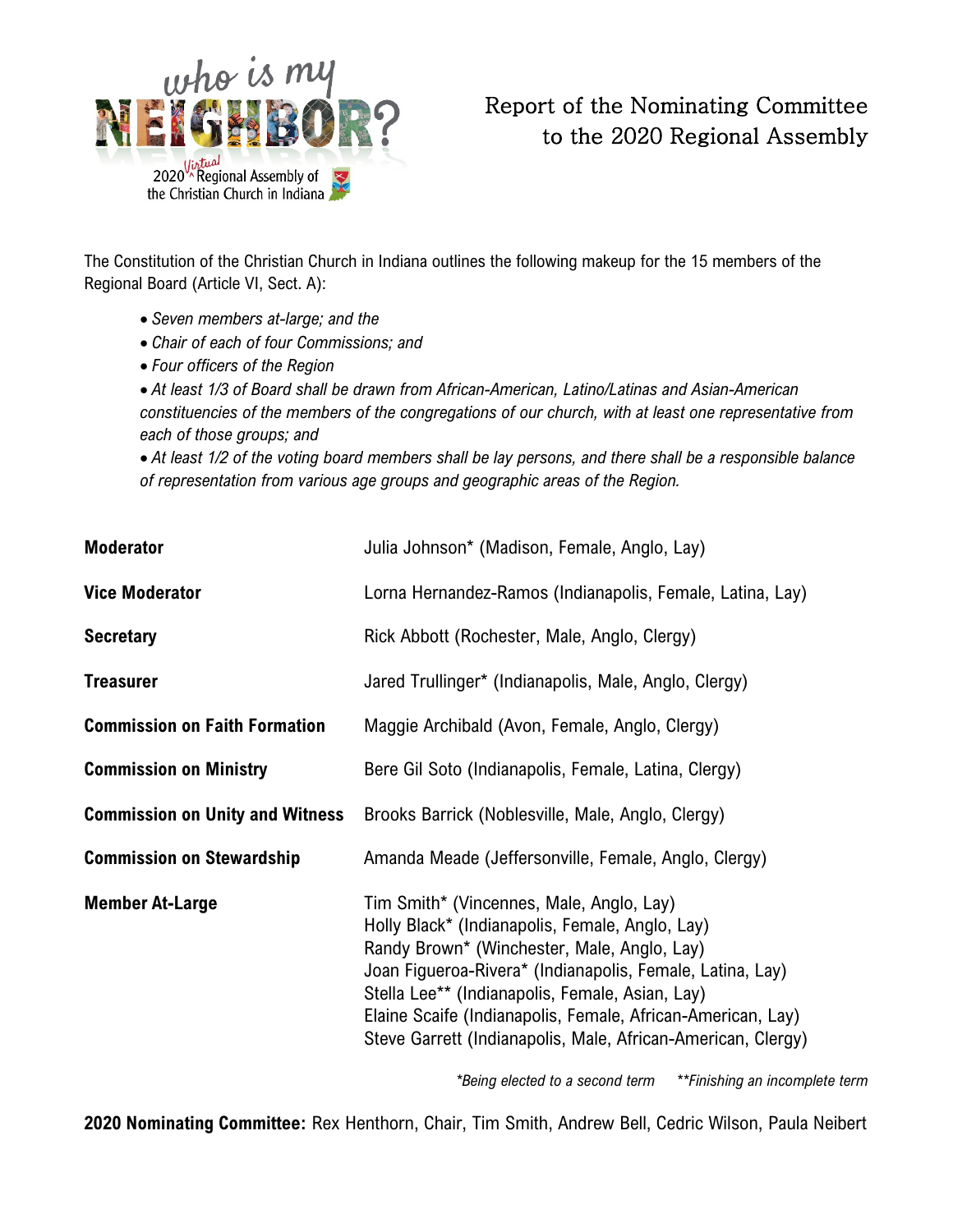who is my NEIGHBOR?

2020 Virtual Regional Assembly of the Christian Church in Indiana

# Report of the Nominating Committee to the 2020 Regional Assembly

The Constitution of the Christian Church in Indiana outlines the following makeup for the 15 members of the Regional Board (Article VI, Sect. A):

- *Seven members at-large; and the*
- *Chair of each of four Commissions; and*
- *Four officers of the Region*
- *At least 1/3 of Board shall be drawn from African-American, Latino/Latinas and Asian-American constituencies of the members of the congregations of our church, with at least one representative from each of those groups; and*
- *At least 1/2 of the voting board members shall be lay persons, and there shall be a responsible balance of representation from various age groups and geographic areas of the Region.*

| | |
|---|---|
| **Moderator** | Julia Johnson* (Madison, Female, Anglo, Lay) |
| **Vice Moderator** | Lorna Hernandez-Ramos (Indianapolis, Female, Latina, Lay) |
| **Secretary** | Rick Abbott (Rochester, Male, Anglo, Clergy) |
| **Treasurer** | Jared Trullinger* (Indianapolis, Male, Anglo, Clergy) |
| **Commission on Faith Formation** | Maggie Archibald (Avon, Female, Anglo, Clergy) |
| **Commission on Ministry** | Bere Gil Soto (Indianapolis, Female, Latina, Clergy) |
| **Commission on Unity and Witness** | Brooks Barrick (Noblesville, Male, Anglo, Clergy) |
| **Commission on Stewardship** | Amanda Meade (Jeffersonville, Female, Anglo, Clergy) |
| **Member At-Large** | Tim Smith* (Vincennes, Male, Anglo, Lay)<br>Holly Black* (Indianapolis, Female, Anglo, Lay)<br>Randy Brown* (Winchester, Male, Anglo, Lay)<br>Joan Figueroa-Rivera* (Indianapolis, Female, Latina, Lay)<br>Stella Lee** (Indianapolis, Female, Asian, Lay)<br>Elaine Scaife (Indianapolis, Female, African-American, Lay)<br>Steve Garrett (Indianapolis, Male, African-American, Clergy) |

*\*Being elected to a second term    \*\*Finishing an incomplete term*

**2020 Nominating Committee:** Rex Henthorn, Chair, Tim Smith, Andrew Bell, Cedric Wilson, Paula Neibert